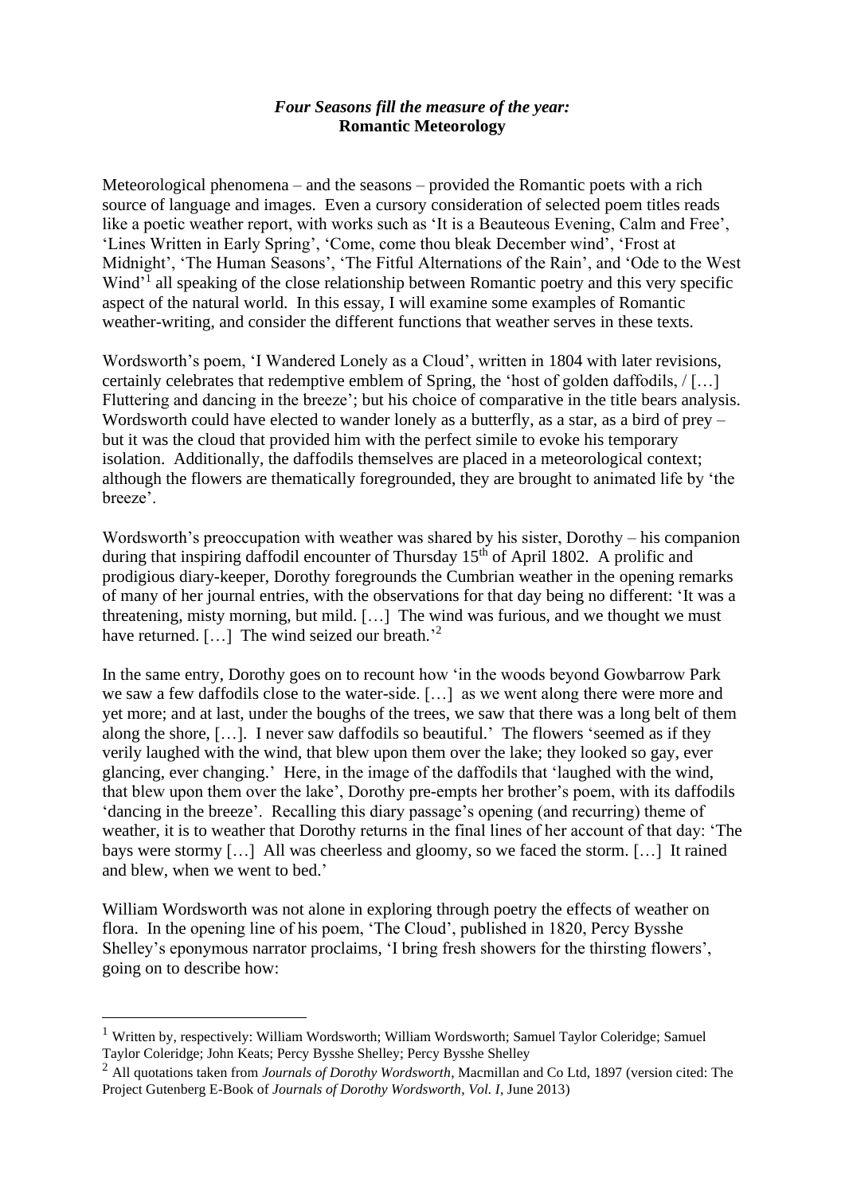# *Four Seasons fill the measure of the year:*
## **Romantic Meteorology**

Meteorological phenomena – and the seasons – provided the Romantic poets with a rich source of language and images. Even a cursory consideration of selected poem titles reads like a poetic weather report, with works such as 'It is a Beauteous Evening, Calm and Free', 'Lines Written in Early Spring', 'Come, come thou bleak December wind', 'Frost at Midnight', 'The Human Seasons', 'The Fitful Alternations of the Rain', and 'Ode to the West Wind'[1] all speaking of the close relationship between Romantic poetry and this very specific aspect of the natural world. In this essay, I will examine some examples of Romantic weather-writing, and consider the different functions that weather serves in these texts.

Wordsworth's poem, 'I Wandered Lonely as a Cloud', written in 1804 with later revisions, certainly celebrates that redemptive emblem of Spring, the 'host of golden daffodils, / […] Fluttering and dancing in the breeze'; but his choice of comparative in the title bears analysis. Wordsworth could have elected to wander lonely as a butterfly, as a star, as a bird of prey – but it was the cloud that provided him with the perfect simile to evoke his temporary isolation. Additionally, the daffodils themselves are placed in a meteorological context; although the flowers are thematically foregrounded, they are brought to animated life by 'the breeze'.

Wordsworth's preoccupation with weather was shared by his sister, Dorothy – his companion during that inspiring daffodil encounter of Thursday 15th of April 1802. A prolific and prodigious diary-keeper, Dorothy foregrounds the Cumbrian weather in the opening remarks of many of her journal entries, with the observations for that day being no different: 'It was a threatening, misty morning, but mild. […] The wind was furious, and we thought we must have returned. […] The wind seized our breath.'[2]

In the same entry, Dorothy goes on to recount how 'in the woods beyond Gowbarrow Park we saw a few daffodils close to the water-side. […] as we went along there were more and yet more; and at last, under the boughs of the trees, we saw that there was a long belt of them along the shore, […]. I never saw daffodils so beautiful.' The flowers 'seemed as if they verily laughed with the wind, that blew upon them over the lake; they looked so gay, ever glancing, ever changing.' Here, in the image of the daffodils that 'laughed with the wind, that blew upon them over the lake', Dorothy pre-empts her brother's poem, with its daffodils 'dancing in the breeze'. Recalling this diary passage's opening (and recurring) theme of weather, it is to weather that Dorothy returns in the final lines of her account of that day: 'The bays were stormy […] All was cheerless and gloomy, so we faced the storm. […] It rained and blew, when we went to bed.'

William Wordsworth was not alone in exploring through poetry the effects of weather on flora. In the opening line of his poem, 'The Cloud', published in 1820, Percy Bysshe Shelley's eponymous narrator proclaims, 'I bring fresh showers for the thirsting flowers', going on to describe how:

---

[1] Written by, respectively: William Wordsworth; William Wordsworth; Samuel Taylor Coleridge; Samuel Taylor Coleridge; John Keats; Percy Bysshe Shelley; Percy Bysshe Shelley

[2] All quotations taken from *Journals of Dorothy Wordsworth*, Macmillan and Co Ltd, 1897 (version cited: The Project Gutenberg E-Book of *Journals of Dorothy Wordsworth*, *Vol. I*, June 2013)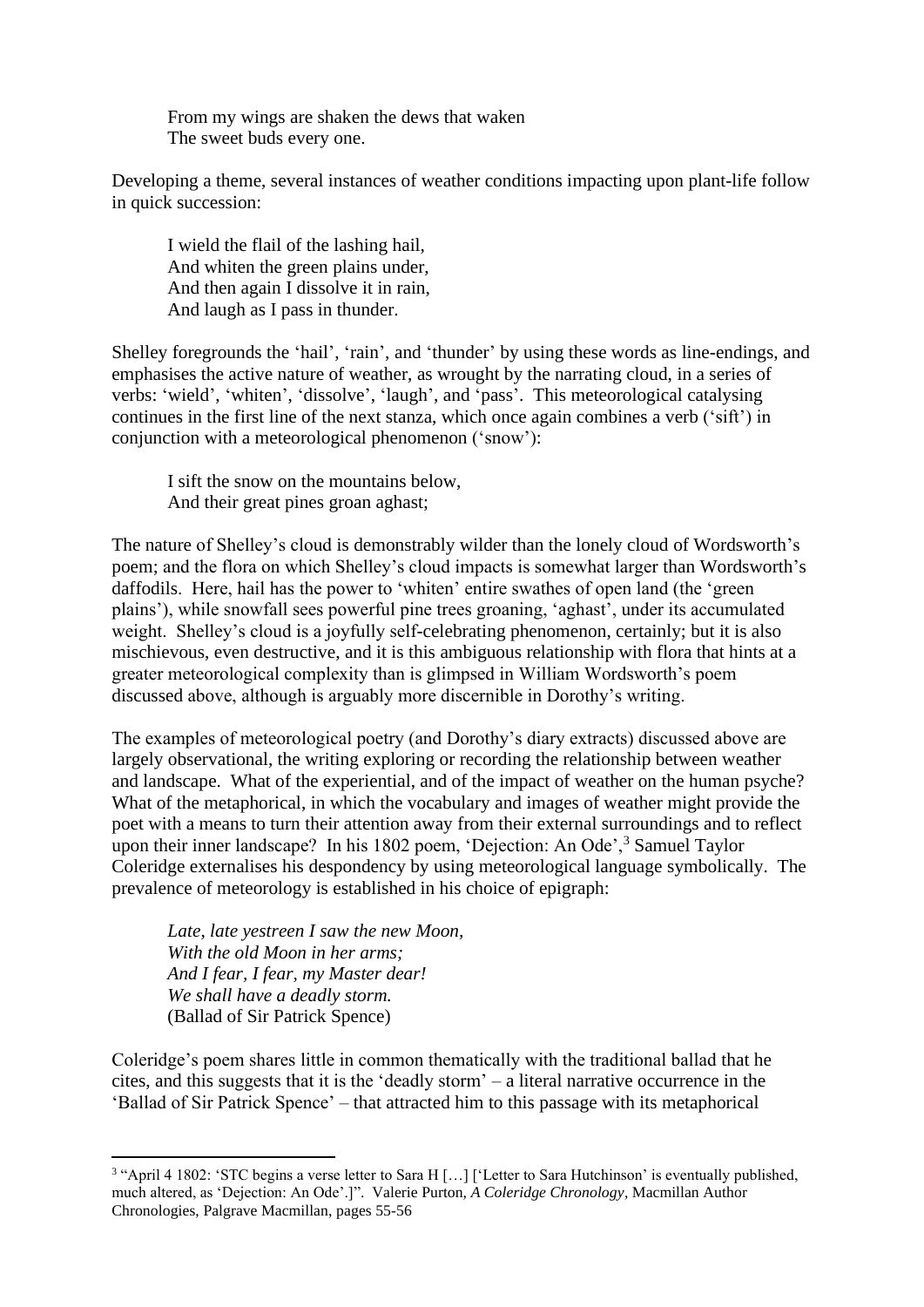> From my wings are shaken the dews that waken
> The sweet buds every one.

Developing a theme, several instances of weather conditions impacting upon plant-life follow in quick succession:

> I wield the flail of the lashing hail,
> And whiten the green plains under,
> And then again I dissolve it in rain,
> And laugh as I pass in thunder.

Shelley foregrounds the 'hail', 'rain', and 'thunder' by using these words as line-endings, and emphasises the active nature of weather, as wrought by the narrating cloud, in a series of verbs: 'wield', 'whiten', 'dissolve', 'laugh', and 'pass'. This meteorological catalysing continues in the first line of the next stanza, which once again combines a verb ('sift') in conjunction with a meteorological phenomenon ('snow'):

> I sift the snow on the mountains below,
> And their great pines groan aghast;

The nature of Shelley's cloud is demonstrably wilder than the lonely cloud of Wordsworth's poem; and the flora on which Shelley's cloud impacts is somewhat larger than Wordsworth's daffodils. Here, hail has the power to 'whiten' entire swathes of open land (the 'green plains'), while snowfall sees powerful pine trees groaning, 'aghast', under its accumulated weight. Shelley's cloud is a joyfully self-celebrating phenomenon, certainly; but it is also mischievous, even destructive, and it is this ambiguous relationship with flora that hints at a greater meteorological complexity than is glimpsed in William Wordsworth's poem discussed above, although is arguably more discernible in Dorothy's writing.

The examples of meteorological poetry (and Dorothy's diary extracts) discussed above are largely observational, the writing exploring or recording the relationship between weather and landscape. What of the experiential, and of the impact of weather on the human psyche? What of the metaphorical, in which the vocabulary and images of weather might provide the poet with a means to turn their attention away from their external surroundings and to reflect upon their inner landscape? In his 1802 poem, 'Dejection: An Ode',[3] Samuel Taylor Coleridge externalises his despondency by using meteorological language symbolically. The prevalence of meteorology is established in his choice of epigraph:

> *Late, late yestreen I saw the new Moon,*
> *With the old Moon in her arms;*
> *And I fear, I fear, my Master dear!*
> *We shall have a deadly storm.*
> (Ballad of Sir Patrick Spence)

Coleridge's poem shares little in common thematically with the traditional ballad that he cites, and this suggests that it is the 'deadly storm' – a literal narrative occurrence in the 'Ballad of Sir Patrick Spence' – that attracted him to this passage with its metaphorical

---

[3] "April 4 1802: 'STC begins a verse letter to Sara H […] ['Letter to Sara Hutchinson' is eventually published, much altered, as 'Dejection: An Ode'.]". Valerie Purton, *A Coleridge Chronology*, Macmillan Author Chronologies, Palgrave Macmillan, pages 55-56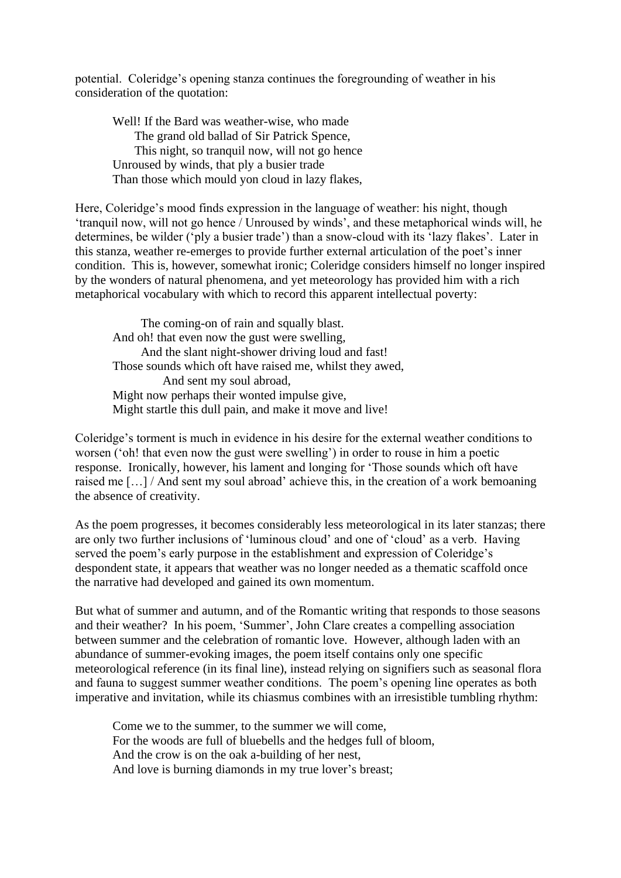potential. Coleridge's opening stanza continues the foregrounding of weather in his consideration of the quotation:

> Well! If the Bard was weather-wise, who made
> The grand old ballad of Sir Patrick Spence,
> This night, so tranquil now, will not go hence
> Unroused by winds, that ply a busier trade
> Than those which mould yon cloud in lazy flakes,

Here, Coleridge's mood finds expression in the language of weather: his night, though 'tranquil now, will not go hence / Unroused by winds', and these metaphorical winds will, he determines, be wilder ('ply a busier trade') than a snow-cloud with its 'lazy flakes'. Later in this stanza, weather re-emerges to provide further external articulation of the poet's inner condition. This is, however, somewhat ironic; Coleridge considers himself no longer inspired by the wonders of natural phenomena, and yet meteorology has provided him with a rich metaphorical vocabulary with which to record this apparent intellectual poverty:

> The coming-on of rain and squally blast.
> And oh! that even now the gust were swelling,
> And the slant night-shower driving loud and fast!
> Those sounds which oft have raised me, whilst they awed,
> And sent my soul abroad,
> Might now perhaps their wonted impulse give,
> Might startle this dull pain, and make it move and live!

Coleridge's torment is much in evidence in his desire for the external weather conditions to worsen ('oh! that even now the gust were swelling') in order to rouse in him a poetic response. Ironically, however, his lament and longing for 'Those sounds which oft have raised me […] / And sent my soul abroad' achieve this, in the creation of a work bemoaning the absence of creativity.

As the poem progresses, it becomes considerably less meteorological in its later stanzas; there are only two further inclusions of 'luminous cloud' and one of 'cloud' as a verb. Having served the poem's early purpose in the establishment and expression of Coleridge's despondent state, it appears that weather was no longer needed as a thematic scaffold once the narrative had developed and gained its own momentum.

But what of summer and autumn, and of the Romantic writing that responds to those seasons and their weather? In his poem, 'Summer', John Clare creates a compelling association between summer and the celebration of romantic love. However, although laden with an abundance of summer-evoking images, the poem itself contains only one specific meteorological reference (in its final line), instead relying on signifiers such as seasonal flora and fauna to suggest summer weather conditions. The poem's opening line operates as both imperative and invitation, while its chiasmus combines with an irresistible tumbling rhythm:

> Come we to the summer, to the summer we will come,
> For the woods are full of bluebells and the hedges full of bloom,
> And the crow is on the oak a-building of her nest,
> And love is burning diamonds in my true lover's breast;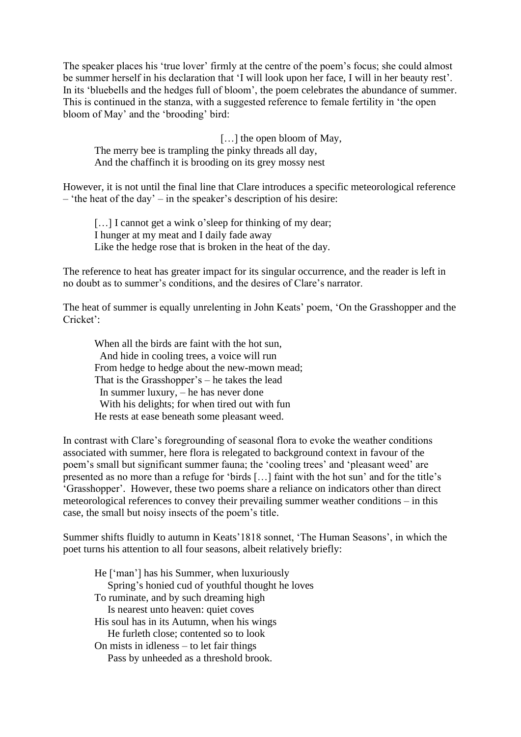The speaker places his 'true lover' firmly at the centre of the poem's focus; she could almost be summer herself in his declaration that 'I will look upon her face, I will in her beauty rest'. In its 'bluebells and the hedges full of bloom', the poem celebrates the abundance of summer. This is continued in the stanza, with a suggested reference to female fertility in 'the open bloom of May' and the 'brooding' bird:

> […] the open bloom of May,
> The merry bee is trampling the pinky threads all day,
> And the chaffinch it is brooding on its grey mossy nest

However, it is not until the final line that Clare introduces a specific meteorological reference – 'the heat of the day' – in the speaker's description of his desire:

> […] I cannot get a wink o'sleep for thinking of my dear;
> I hunger at my meat and I daily fade away
> Like the hedge rose that is broken in the heat of the day.

The reference to heat has greater impact for its singular occurrence, and the reader is left in no doubt as to summer's conditions, and the desires of Clare's narrator.

The heat of summer is equally unrelenting in John Keats' poem, 'On the Grasshopper and the Cricket':

> When all the birds are faint with the hot sun,
> And hide in cooling trees, a voice will run
> From hedge to hedge about the new-mown mead;
> That is the Grasshopper's – he takes the lead
> In summer luxury, – he has never done
> With his delights; for when tired out with fun
> He rests at ease beneath some pleasant weed.

In contrast with Clare's foregrounding of seasonal flora to evoke the weather conditions associated with summer, here flora is relegated to background context in favour of the poem's small but significant summer fauna; the 'cooling trees' and 'pleasant weed' are presented as no more than a refuge for 'birds […] faint with the hot sun' and for the title's 'Grasshopper'. However, these two poems share a reliance on indicators other than direct meteorological references to convey their prevailing summer weather conditions – in this case, the small but noisy insects of the poem's title.

Summer shifts fluidly to autumn in Keats'1818 sonnet, 'The Human Seasons', in which the poet turns his attention to all four seasons, albeit relatively briefly:

> He ['man'] has his Summer, when luxuriously
> Spring's honied cud of youthful thought he loves
> To ruminate, and by such dreaming high
> Is nearest unto heaven: quiet coves
> His soul has in its Autumn, when his wings
> He furleth close; contented so to look
> On mists in idleness – to let fair things
> Pass by unheeded as a threshold brook.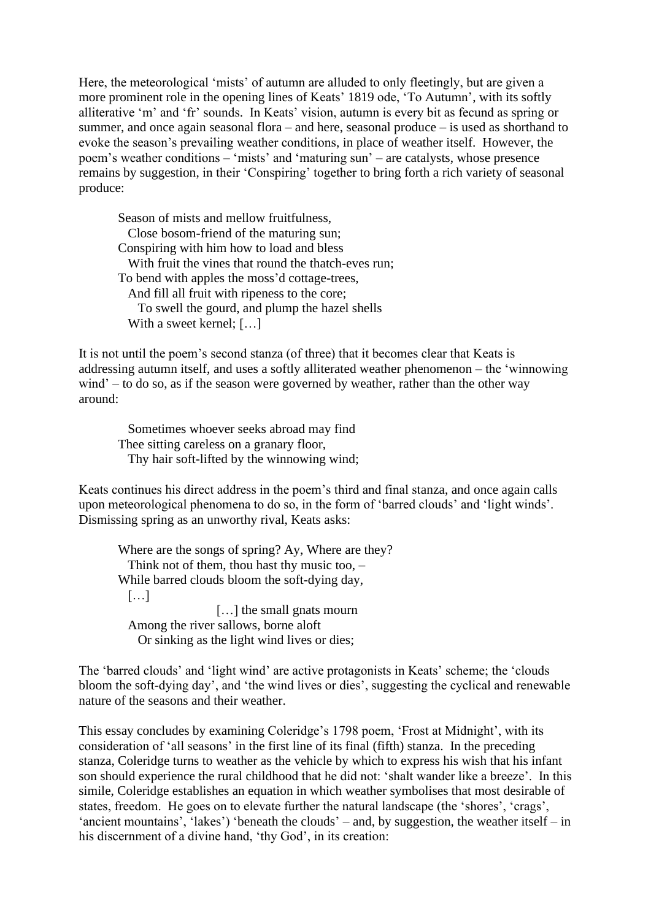Here, the meteorological 'mists' of autumn are alluded to only fleetingly, but are given a more prominent role in the opening lines of Keats' 1819 ode, 'To Autumn', with its softly alliterative 'm' and 'fr' sounds. In Keats' vision, autumn is every bit as fecund as spring or summer, and once again seasonal flora – and here, seasonal produce – is used as shorthand to evoke the season's prevailing weather conditions, in place of weather itself. However, the poem's weather conditions – 'mists' and 'maturing sun' – are catalysts, whose presence remains by suggestion, in their 'Conspiring' together to bring forth a rich variety of seasonal produce:

> Season of mists and mellow fruitfulness,  
> &nbsp;&nbsp;Close bosom-friend of the maturing sun;  
> Conspiring with him how to load and bless  
> &nbsp;&nbsp;With fruit the vines that round the thatch-eves run;  
> To bend with apples the moss'd cottage-trees,  
> &nbsp;&nbsp;And fill all fruit with ripeness to the core;  
> &nbsp;&nbsp;&nbsp;&nbsp;To swell the gourd, and plump the hazel shells  
> &nbsp;&nbsp;With a sweet kernel; […]

It is not until the poem's second stanza (of three) that it becomes clear that Keats is addressing autumn itself, and uses a softly alliterated weather phenomenon – the 'winnowing wind' – to do so, as if the season were governed by weather, rather than the other way around:

> &nbsp;&nbsp;Sometimes whoever seeks abroad may find  
> Thee sitting careless on a granary floor,  
> &nbsp;&nbsp;Thy hair soft-lifted by the winnowing wind;

Keats continues his direct address in the poem's third and final stanza, and once again calls upon meteorological phenomena to do so, in the form of 'barred clouds' and 'light winds'. Dismissing spring as an unworthy rival, Keats asks:

> Where are the songs of spring? Ay, Where are they?  
> &nbsp;&nbsp;Think not of them, thou hast thy music too, –  
> While barred clouds bloom the soft-dying day,  
> &nbsp;&nbsp;[…]  
> &nbsp;&nbsp;&nbsp;&nbsp;&nbsp;&nbsp;&nbsp;&nbsp;&nbsp;&nbsp;&nbsp;&nbsp;&nbsp;&nbsp;&nbsp;&nbsp;&nbsp;&nbsp;[…] the small gnats mourn  
> &nbsp;&nbsp;Among the river sallows, borne aloft  
> &nbsp;&nbsp;&nbsp;&nbsp;Or sinking as the light wind lives or dies;

The 'barred clouds' and 'light wind' are active protagonists in Keats' scheme; the 'clouds bloom the soft-dying day', and 'the wind lives or dies', suggesting the cyclical and renewable nature of the seasons and their weather.

This essay concludes by examining Coleridge's 1798 poem, 'Frost at Midnight', with its consideration of 'all seasons' in the first line of its final (fifth) stanza. In the preceding stanza, Coleridge turns to weather as the vehicle by which to express his wish that his infant son should experience the rural childhood that he did not: 'shalt wander like a breeze'. In this simile, Coleridge establishes an equation in which weather symbolises that most desirable of states, freedom. He goes on to elevate further the natural landscape (the 'shores', 'crags', 'ancient mountains', 'lakes') 'beneath the clouds' – and, by suggestion, the weather itself – in his discernment of a divine hand, 'thy God', in its creation: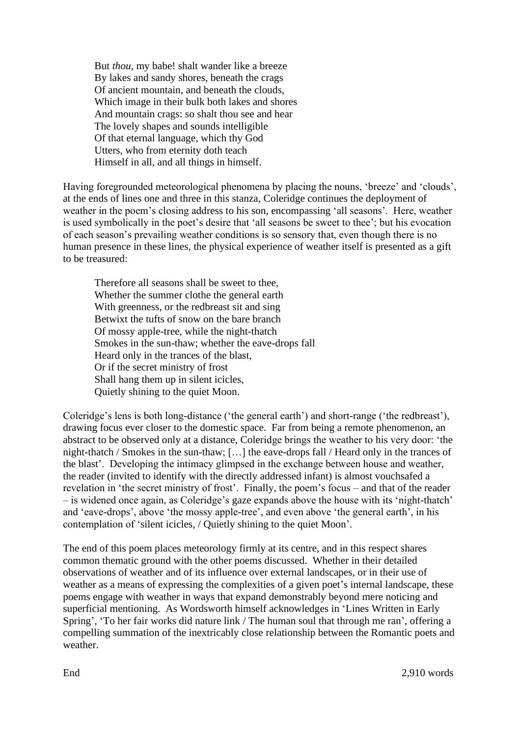> But *thou*, my babe! shalt wander like a breeze
> By lakes and sandy shores, beneath the crags
> Of ancient mountain, and beneath the clouds,
> Which image in their bulk both lakes and shores
> And mountain crags: so shalt thou see and hear
> The lovely shapes and sounds intelligible
> Of that eternal language, which thy God
> Utters, who from eternity doth teach
> Himself in all, and all things in himself.

Having foregrounded meteorological phenomena by placing the nouns, 'breeze' and 'clouds', at the ends of lines one and three in this stanza, Coleridge continues the deployment of weather in the poem's closing address to his son, encompassing 'all seasons'. Here, weather is used symbolically in the poet's desire that 'all seasons be sweet to thee'; but his evocation of each season's prevailing weather conditions is so sensory that, even though there is no human presence in these lines, the physical experience of weather itself is presented as a gift to be treasured:

> Therefore all seasons shall be sweet to thee,
> Whether the summer clothe the general earth
> With greenness, or the redbreast sit and sing
> Betwixt the tufts of snow on the bare branch
> Of mossy apple-tree, while the night-thatch
> Smokes in the sun-thaw; whether the eave-drops fall
> Heard only in the trances of the blast,
> Or if the secret ministry of frost
> Shall hang them up in silent icicles,
> Quietly shining to the quiet Moon.

Coleridge's lens is both long-distance ('the general earth') and short-range ('the redbreast'), drawing focus ever closer to the domestic space. Far from being a remote phenomenon, an abstract to be observed only at a distance, Coleridge brings the weather to his very door: 'the night-thatch / Smokes in the sun-thaw; […] the eave-drops fall / Heard only in the trances of the blast'. Developing the intimacy glimpsed in the exchange between house and weather, the reader (invited to identify with the directly addressed infant) is almost vouchsafed a revelation in 'the secret ministry of frost'. Finally, the poem's focus – and that of the reader – is widened once again, as Coleridge's gaze expands above the house with its 'night-thatch' and 'eave-drops', above 'the mossy apple-tree', and even above 'the general earth', in his contemplation of 'silent icicles, / Quietly shining to the quiet Moon'.

The end of this poem places meteorology firmly at its centre, and in this respect shares common thematic ground with the other poems discussed. Whether in their detailed observations of weather and of its influence over external landscapes, or in their use of weather as a means of expressing the complexities of a given poet's internal landscape, these poems engage with weather in ways that expand demonstrably beyond mere noticing and superficial mentioning. As Wordsworth himself acknowledges in 'Lines Written in Early Spring', 'To her fair works did nature link / The human soul that through me ran', offering a compelling summation of the inextricably close relationship between the Romantic poets and weather.

End 2,910 words